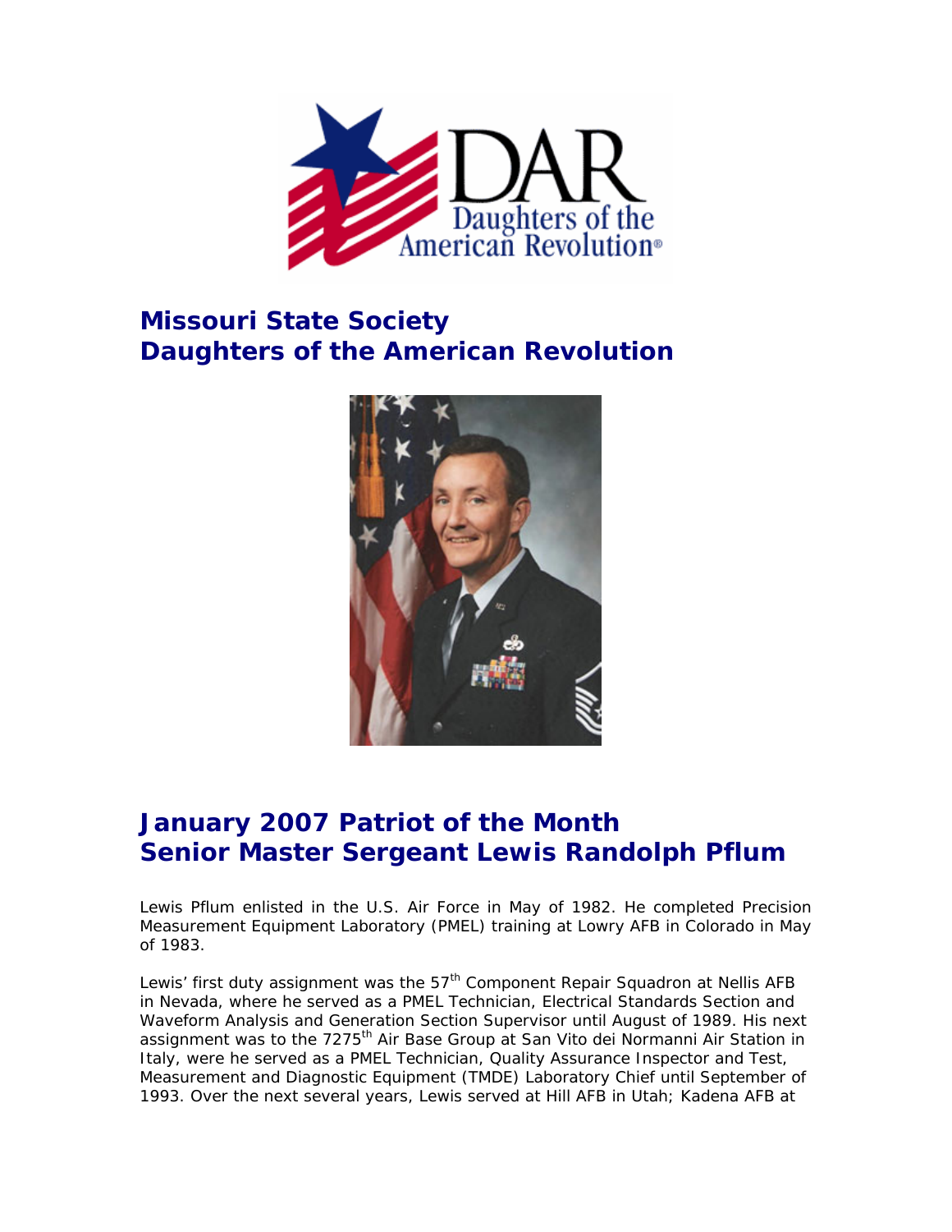## Missouri State Society Daughters of the American Revolution

## January 2007 Patriot of the Month Senior Master Sergeant Lewis Randolph Pflum

Lewis Pflum enlisted in the U.S. Air Force in May of 1982. He completed Precision Measurement Equipment Laboratory (PMEL) training at Lowry AFB in Colorado in May of 1983.

Lewis' first duty assignment was the 57th Component Repair Squadron at Nellis AFB in Nevada, where he served as a PMEL Technician, Electrical Standards Section and Waveform Analysis and Generation Section Supervisor until August of 1989. His next assignment was to the 7275th Air Base Group at San Vito dei Normanni Air Station in Italy, were he served as a PMEL Technician, Quality Assurance Inspector and Test, Measurement and Diagnostic Equipment (TMDE) Laboratory Chief until September of 1993. Over the next several years, Lewis served at Hill AFB in Utah; Kadena AFB at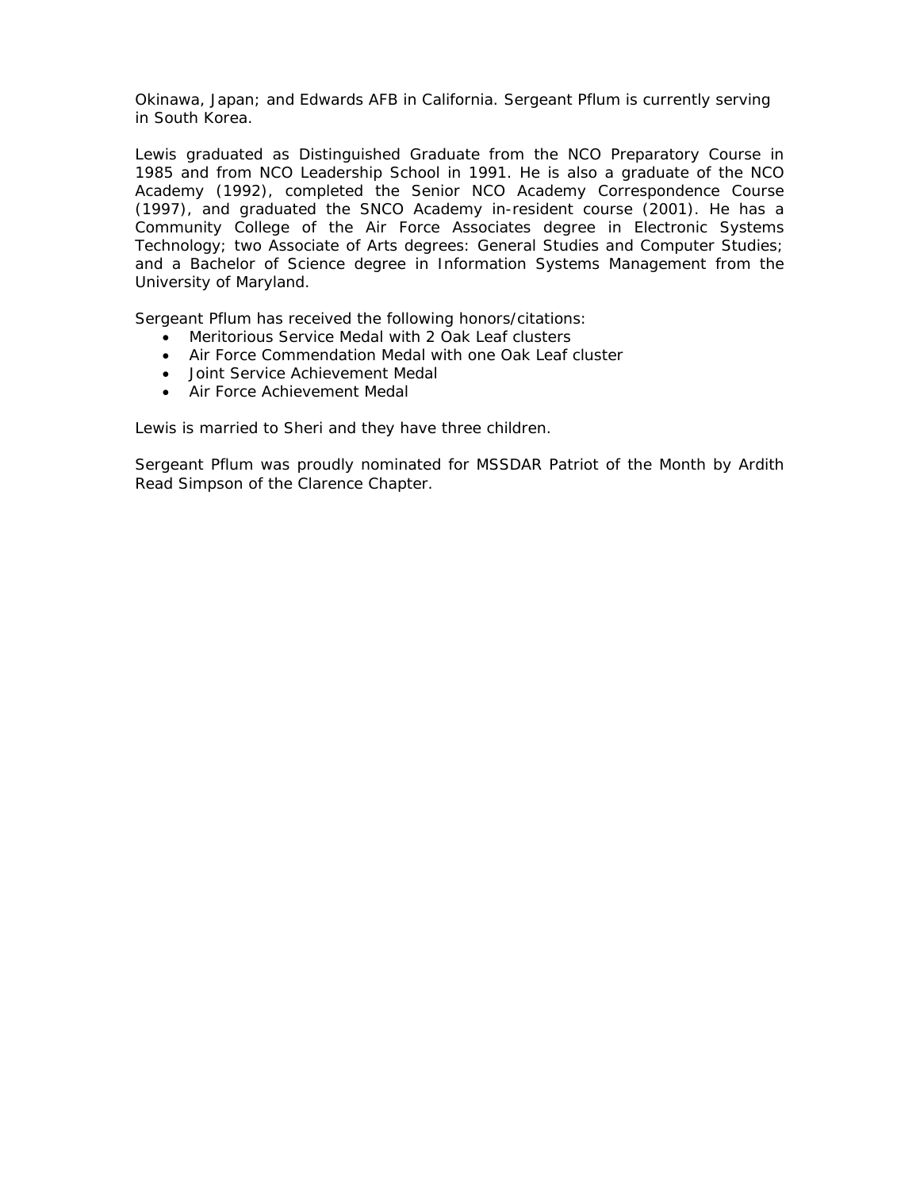Okinawa, Japan; and Edwards AFB in California. Sergeant Pflum is currently serving in South Korea.

Lewis graduated as Distinguished Graduate from the NCO Preparatory Course in 1985 and from NCO Leadership School in 1991. He is also a graduate of the NCO Academy (1992), completed the Senior NCO Academy Correspondence Course (1997), and graduated the SNCO Academy in-resident course (2001). He has a Community College of the Air Force Associates degree in Electronic Systems Technology; two Associate of Arts degrees: General Studies and Computer Studies; and a Bachelor of Science degree in Information Systems Management from the University of Maryland.

Sergeant Pflum has received the following honors/citations:

- Meritorious Service Medal with 2 Oak Leaf clusters
- Air Force Commendation Medal with one Oak Leaf cluster
- Joint Service Achievement Medal
- Air Force Achievement Medal

Lewis is married to Sheri and they have three children.

Sergeant Pflum was proudly nominated for MSSDAR Patriot of the Month by Ardith Read Simpson of the Clarence Chapter.